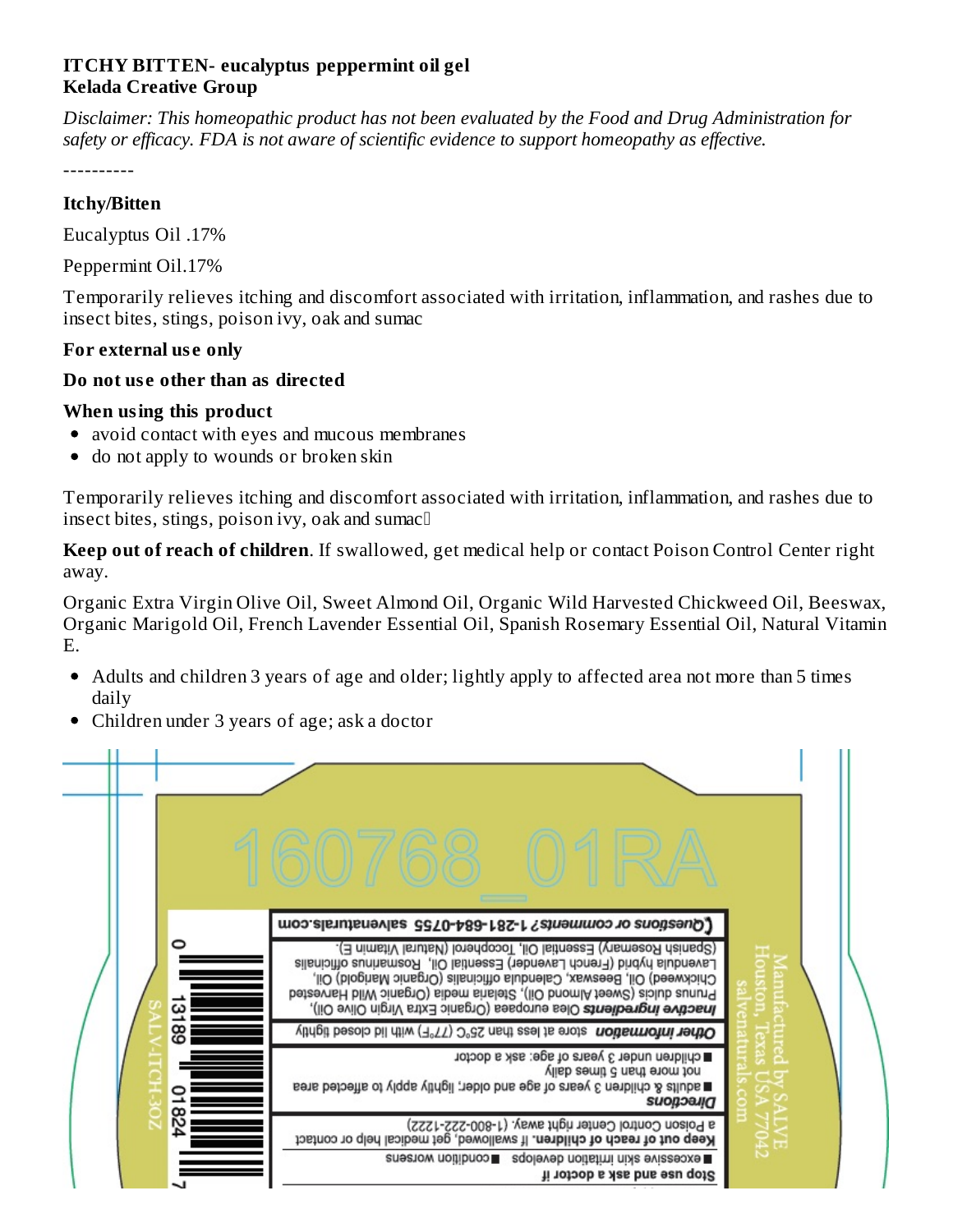**ITCHY BITTEN- eucalyptus peppermint oil gel**
**Kelada Creative Group**

*Disclaimer: This homeopathic product has not been evaluated by the Food and Drug Administration for safety or efficacy. FDA is not aware of scientific evidence to support homeopathy as effective.*

----------

**Itchy/Bitten**

Eucalyptus Oil .17%

Peppermint Oil.17%

Temporarily relieves itching and discomfort associated with irritation, inflammation, and rashes due to insect bites, stings, poison ivy, oak and sumac

**For external use only**

**Do not use other than as directed**

**When using this product**

- avoid contact with eyes and mucous membranes
- do not apply to wounds or broken skin

Temporarily relieves itching and discomfort associated with irritation, inflammation, and rashes due to insect bites, stings, poison ivy, oak and sumac

**Keep out of reach of children**. If swallowed, get medical help or contact Poison Control Center right away.

Organic Extra Virgin Olive Oil, Sweet Almond Oil, Organic Wild Harvested Chickweed Oil, Beeswax, Organic Marigold Oil, French Lavender Essential Oil, Spanish Rosemary Essential Oil, Natural Vitamin E.

- Adults and children 3 years of age and older; lightly apply to affected area not more than 5 times daily
- Children under 3 years of age; ask a doctor

160768_01RA

**Questions or comments? 1-281-684-0755** salvenaturals.com

***Inactive Ingredients*** Olea europaea (Organic Extra Virgin Olive Oil), Prunus dulcis (Sweet Almond Oil), Stelaria media (Organic Wild Harvested Chickweed) Oil, Beeswax, Calendula officinalis (Organic Marigold) Oil, Lavendula hybrid (French Lavender) Essential Oil, Rosmarinus officinalis (Spanish Rosemary) Essential Oil, Tocopherol (Natural Vitamin E).

***Other information*** store at less than 25°C (77°F) with lid closed tightly

***Directions***
- adults & children 3 years of age and older; lightly apply to affected area not more than 5 times daily
- children under 3 years of age: ask a doctor

**Keep out of reach of children.** If swallowed, get medical help or contact a Poison Control Center right away. (1-800-222-1222)

**Stop use and ask a doctor if**
- excessive skin irritation develops
- condition worsens

Manufactured by SALVE
Houston, Texas USA 77042
salvenaturals.com

0 13189 01824 7

SALV-ITCH-3OZ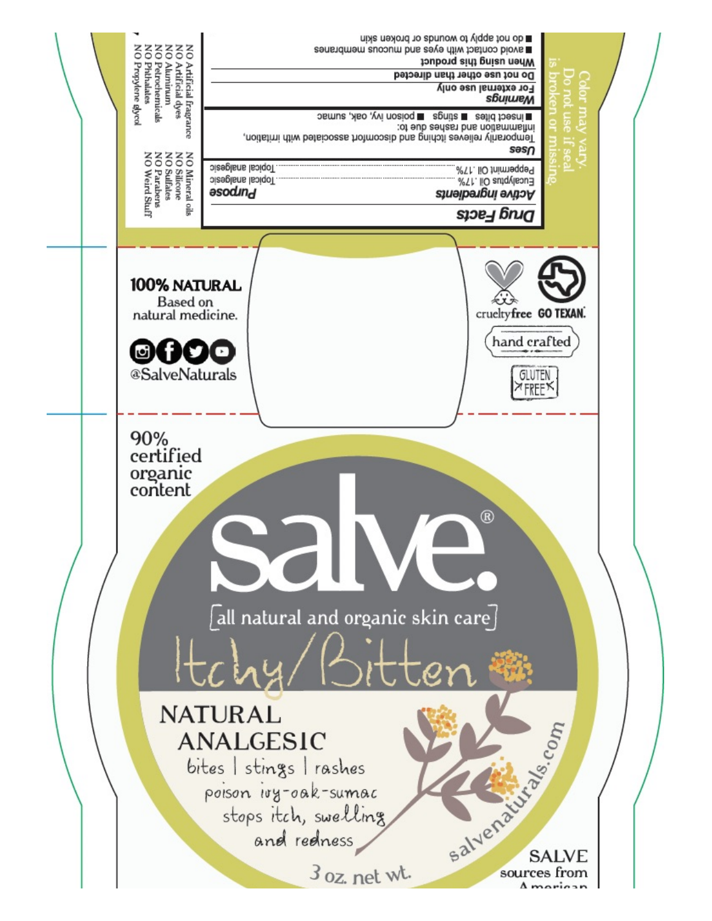Color may vary.
Do not use if seal is broken or missing.

## Drug Facts

| Active ingredients | Purpose |
| --- | --- |
| Eucalyptus Oil .17% | Topical analgesic |
| Peppermint Oil .17% | Topical analgesic |

**Uses**
Temporarily relieves itching and discomfort associated with irritation, inflammation and rashes due to:
- insect bites
- stings
- poison ivy, oak, sumac

**Warnings**
**For external use only**
**Do not use other than directed**
**When using this product**
- avoid contact with eyes and mucous membranes
- do not apply to wounds or broken skin

NO Artificial fragrance
NO Artificial dyes
NO Aluminum
NO Petrochemicals
NO Phthalates
NO Propylene glycol
NO Mineral oils
NO Silicone
NO Sulfates
NO Parabens
NO Weird Stuff

**100% NATURAL**
Based on natural medicine.

@SalveNaturals

crueltyfree GO TEXAN.
hand crafted
GLUTEN FREE

90% certified organic content

# salve.®

[all natural and organic skin care]

## Itchy/Bitten

NATURAL ANALGESIC
bites | stings | rashes
poison ivy-oak-sumac
stops itch, swelling and redness

3 oz. net wt.

salvenaturals.com

SALVE sources from American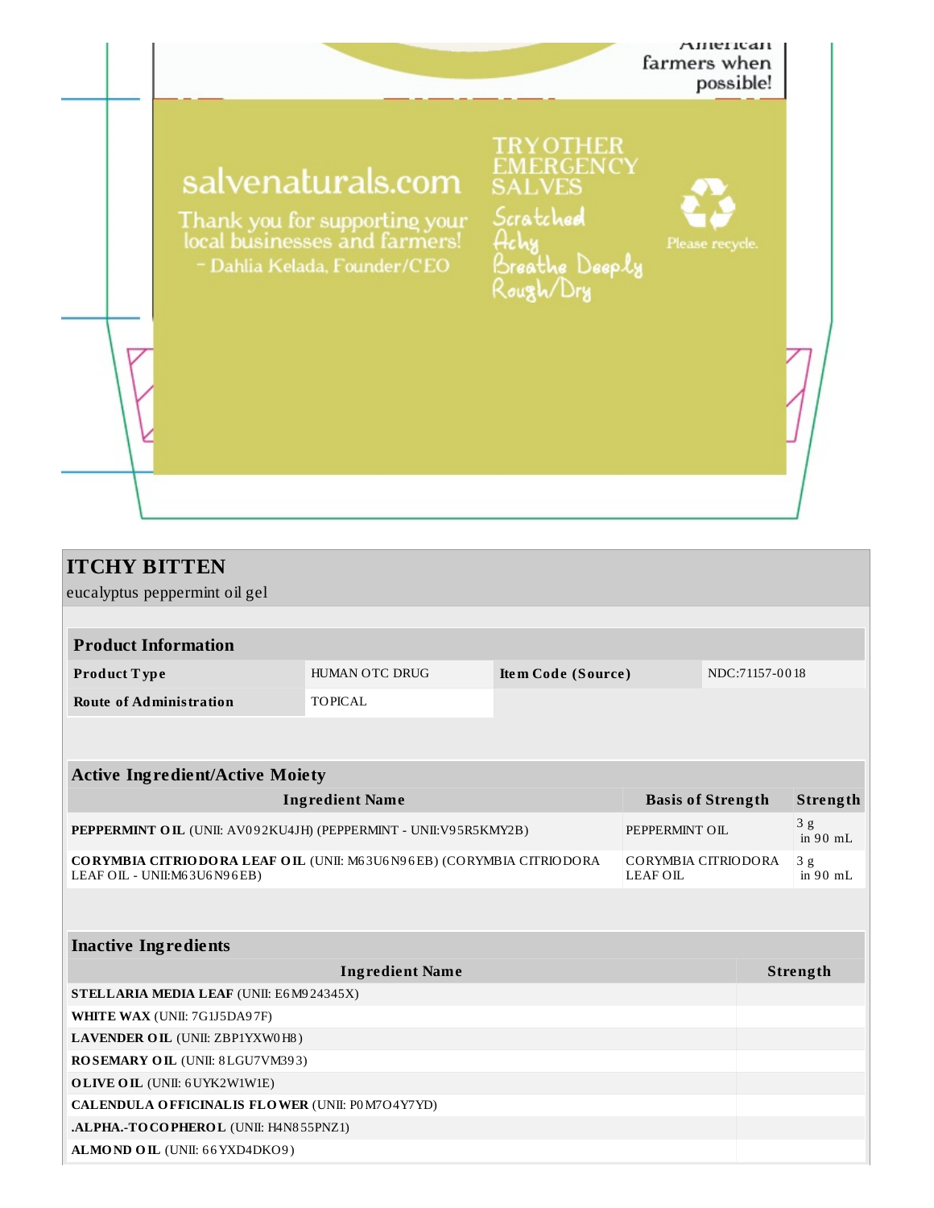American farmers when possible!

salvenaturals.com

Thank you for supporting your local businesses and farmers!
- Dahlia Kelada, Founder/CEO

TRY OTHER EMERGENCY SALVES
Scratched
Achy
Breathe Deeply
Rough/Dry

Please recycle.

## ITCHY BITTEN

eucalyptus peppermint oil gel

| Product Information | | | |
|---|---|---|---|
| **Product Type** | HUMAN OTC DRUG | **Item Code (Source)** | NDC:71157-0018 |
| **Route of Administration** | TOPICAL | | |

| Active Ingredient/Active Moiety | | |
|---|---|---|
| **Ingredient Name** | **Basis of Strength** | **Strength** |
| **PEPPERMINT OIL** (UNII: AV092KU4JH) (PEPPERMINT - UNII:V95R5KMY2B) | PEPPERMINT OIL | 3 g in 90 mL |
| **CORYMBIA CITRIODORA LEAF OIL** (UNII: M63U6N96EB) (CORYMBIA CITRIODORA LEAF OIL - UNII:M63U6N96EB) | CORYMBIA CITRIODORA LEAF OIL | 3 g in 90 mL |

| Inactive Ingredients | |
|---|---|
| **Ingredient Name** | **Strength** |
| **STELLARIA MEDIA LEAF** (UNII: E6M924345X) | |
| **WHITE WAX** (UNII: 7G1J5DA97F) | |
| **LAVENDER OIL** (UNII: ZBP1YXW0H8) | |
| **ROSEMARY OIL** (UNII: 8LGU7VM393) | |
| **OLIVE OIL** (UNII: 6UYK2W1W1E) | |
| **CALENDULA OFFICINALIS FLOWER** (UNII: P0M7O4Y7YD) | |
| **.ALPHA.-TOCOPHEROL** (UNII: H4N855PNZ1) | |
| **ALMOND OIL** (UNII: 66YXD4DKO9) | |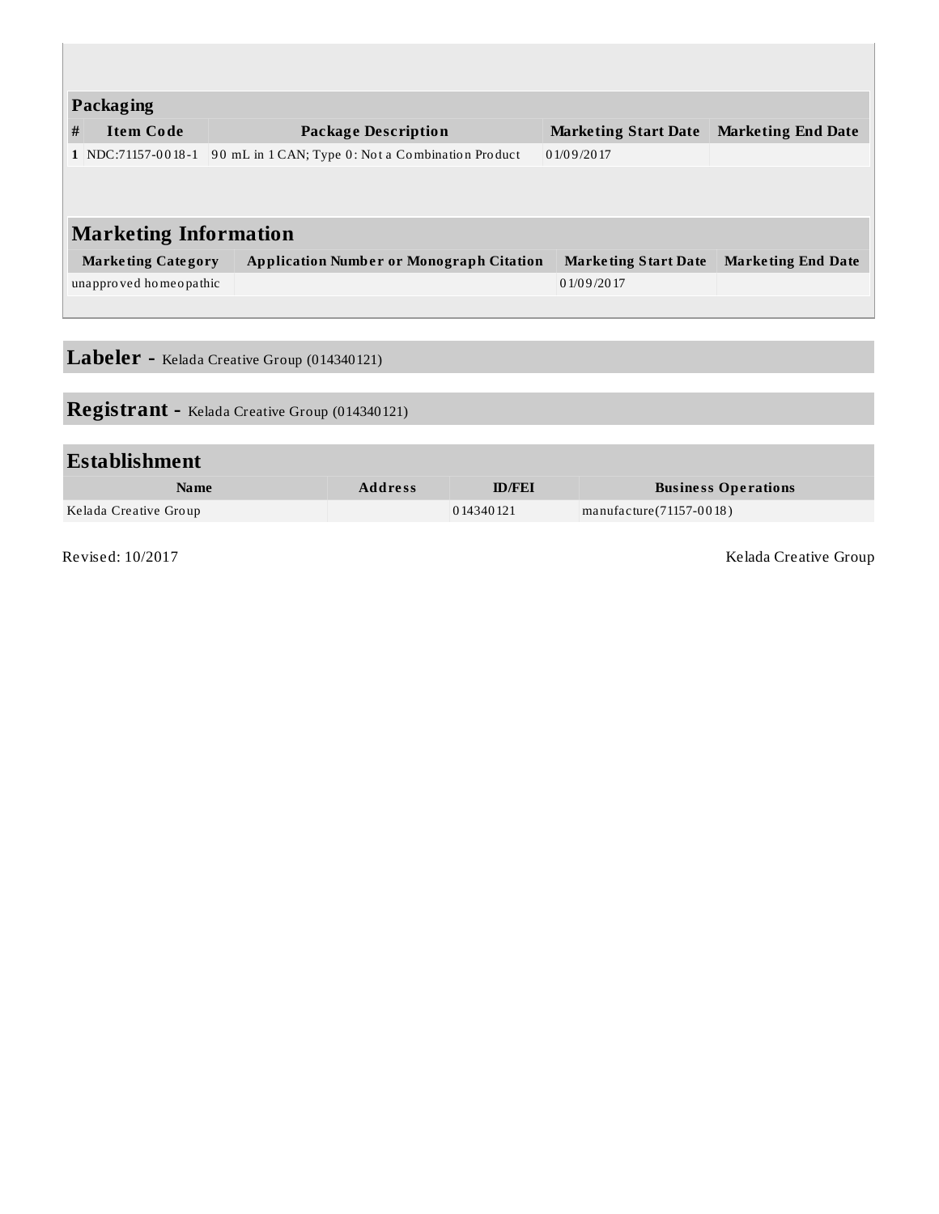### Packaging

| # | Item Code | Package Description | Marketing Start Date | Marketing End Date |
|---|---|---|---|---|
| 1 | NDC:71157-0018-1 | 90 mL in 1 CAN; Type 0: Not a Combination Product | 01/09/2017 | |

### Marketing Information

| Marketing Category | Application Number or Monograph Citation | Marketing Start Date | Marketing End Date |
|---|---|---|---|
| unapproved homeopathic | | 01/09/2017 | |

## Labeler - Kelada Creative Group (014340121)

## Registrant - Kelada Creative Group (014340121)

## Establishment

| Name | Address | ID/FEI | Business Operations |
|---|---|---|---|
| Kelada Creative Group | | 014340121 | manufacture(71157-0018) |

Revised: 10/2017

Kelada Creative Group